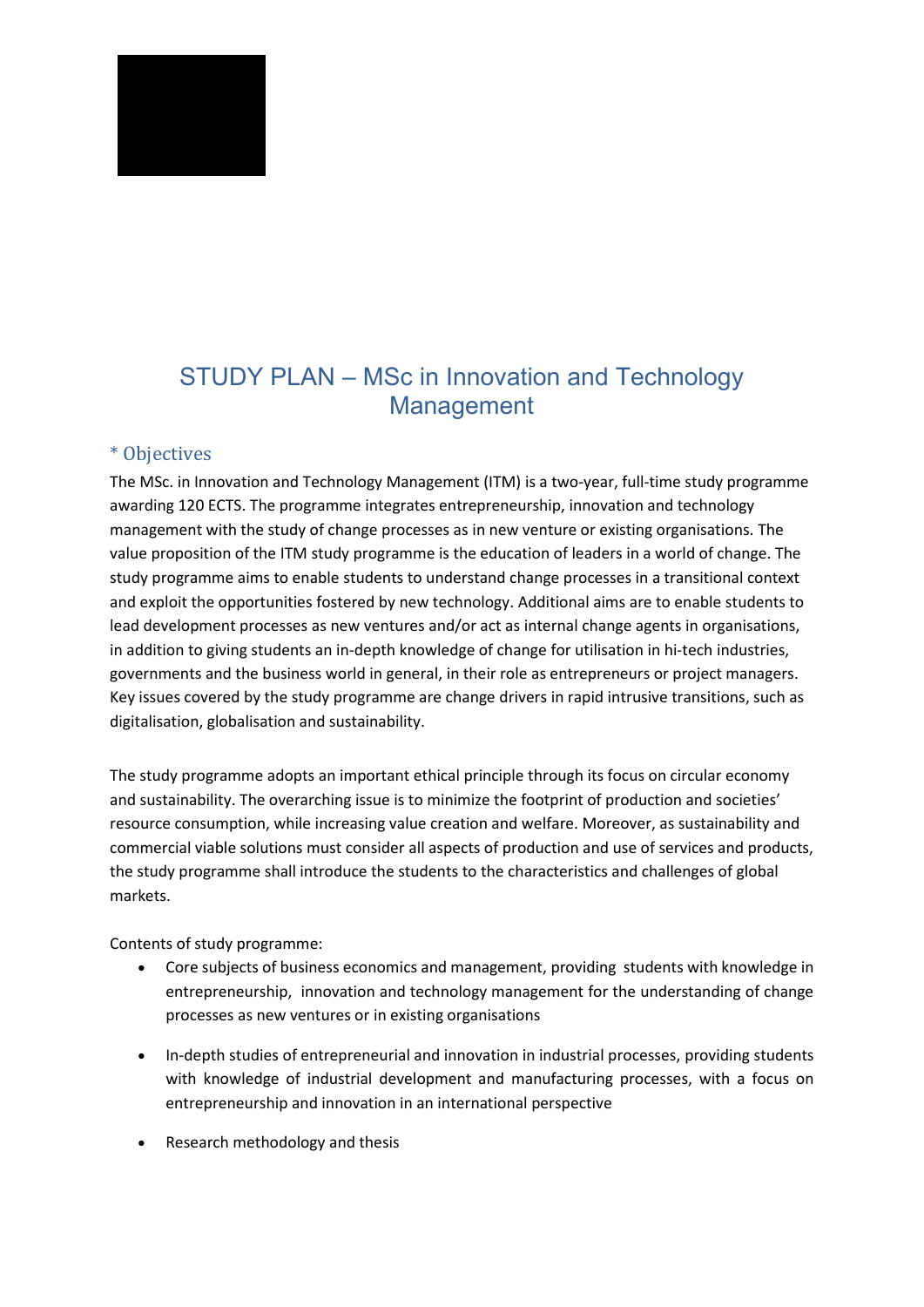# STUDY PLAN – MSc in Innovation and Technology Management

## * Objectives

The MSc. in Innovation and Technology Management (ITM) is a two-year, full-time study programme awarding 120 ECTS. The programme integrates entrepreneurship, innovation and technology management with the study of change processes as in new venture or existing organisations. The value proposition of the ITM study programme is the education of leaders in a world of change. The study programme aims to enable students to understand change processes in a transitional context and exploit the opportunities fostered by new technology. Additional aims are to enable students to lead development processes as new ventures and/or act as internal change agents in organisations, in addition to giving students an in-depth knowledge of change for utilisation in hi-tech industries, governments and the business world in general, in their role as entrepreneurs or project managers. Key issues covered by the study programme are change drivers in rapid intrusive transitions, such as digitalisation, globalisation and sustainability.

The study programme adopts an important ethical principle through its focus on circular economy and sustainability. The overarching issue is to minimize the footprint of production and societies' resource consumption, while increasing value creation and welfare. Moreover, as sustainability and commercial viable solutions must consider all aspects of production and use of services and products, the study programme shall introduce the students to the characteristics and challenges of global markets.

Contents of study programme:

- Core subjects of business economics and management, providing students with knowledge in entrepreneurship, innovation and technology management for the understanding of change processes as new ventures or in existing organisations
- In-depth studies of entrepreneurial and innovation in industrial processes, providing students with knowledge of industrial development and manufacturing processes, with a focus on entrepreneurship and innovation in an international perspective
- Research methodology and thesis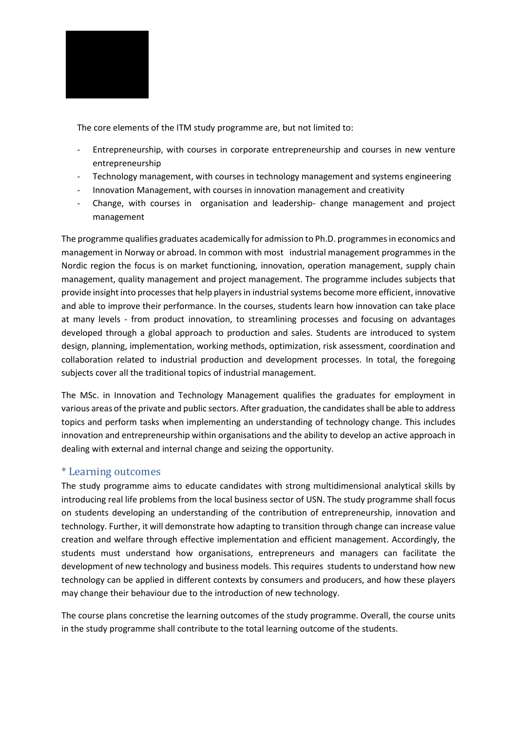The core elements of the ITM study programme are, but not limited to:

- Entrepreneurship, with courses in corporate entrepreneurship and courses in new venture entrepreneurship
- Technology management, with courses in technology management and systems engineering
- Innovation Management, with courses in innovation management and creativity
- Change, with courses in organisation and leadership- change management and project management

The programme qualifies graduates academically for admission to Ph.D. programmes in economics and management in Norway or abroad. In common with most industrial management programmes in the Nordic region the focus is on market functioning, innovation, operation management, supply chain management, quality management and project management. The programme includes subjects that provide insight into processes that help players in industrial systems become more efficient, innovative and able to improve their performance. In the courses, students learn how innovation can take place at many levels - from product innovation, to streamlining processes and focusing on advantages developed through a global approach to production and sales. Students are introduced to system design, planning, implementation, working methods, optimization, risk assessment, coordination and collaboration related to industrial production and development processes. In total, the foregoing subjects cover all the traditional topics of industrial management.

The MSc. in Innovation and Technology Management qualifies the graduates for employment in various areas of the private and public sectors. After graduation, the candidates shall be able to address topics and perform tasks when implementing an understanding of technology change. This includes innovation and entrepreneurship within organisations and the ability to develop an active approach in dealing with external and internal change and seizing the opportunity.

## * Learning outcomes

The study programme aims to educate candidates with strong multidimensional analytical skills by introducing real life problems from the local business sector of USN. The study programme shall focus on students developing an understanding of the contribution of entrepreneurship, innovation and technology. Further, it will demonstrate how adapting to transition through change can increase value creation and welfare through effective implementation and efficient management. Accordingly, the students must understand how organisations, entrepreneurs and managers can facilitate the development of new technology and business models. This requires students to understand how new technology can be applied in different contexts by consumers and producers, and how these players may change their behaviour due to the introduction of new technology.

The course plans concretise the learning outcomes of the study programme. Overall, the course units in the study programme shall contribute to the total learning outcome of the students.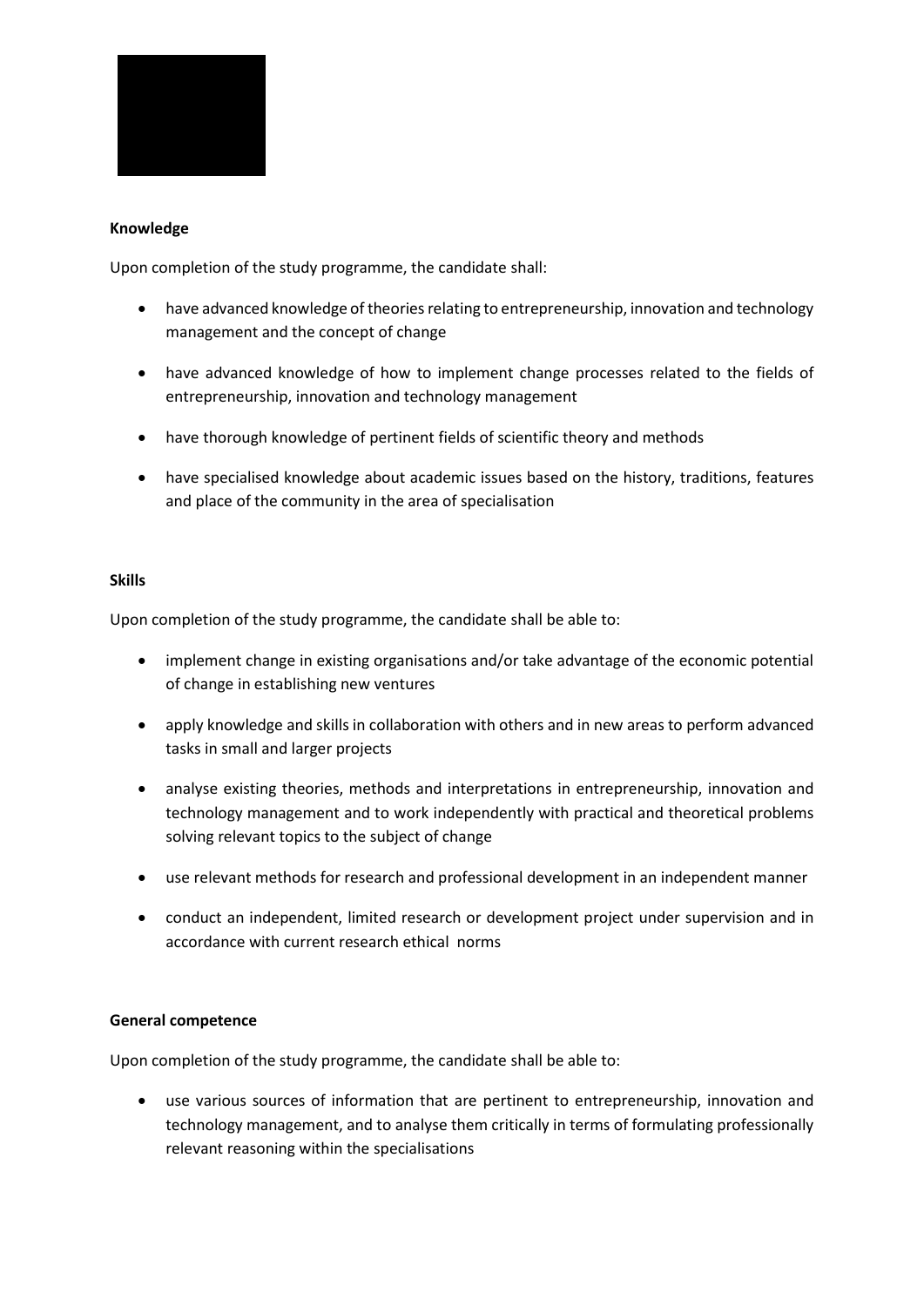**Knowledge**

Upon completion of the study programme, the candidate shall:

- have advanced knowledge of theories relating to entrepreneurship, innovation and technology management and the concept of change
- have advanced knowledge of how to implement change processes related to the fields of entrepreneurship, innovation and technology management
- have thorough knowledge of pertinent fields of scientific theory and methods
- have specialised knowledge about academic issues based on the history, traditions, features and place of the community in the area of specialisation

**Skills**

Upon completion of the study programme, the candidate shall be able to:

- implement change in existing organisations and/or take advantage of the economic potential of change in establishing new ventures
- apply knowledge and skills in collaboration with others and in new areas to perform advanced tasks in small and larger projects
- analyse existing theories, methods and interpretations in entrepreneurship, innovation and technology management and to work independently with practical and theoretical problems solving relevant topics to the subject of change
- use relevant methods for research and professional development in an independent manner
- conduct an independent, limited research or development project under supervision and in accordance with current research ethical norms

**General competence**

Upon completion of the study programme, the candidate shall be able to:

- use various sources of information that are pertinent to entrepreneurship, innovation and technology management, and to analyse them critically in terms of formulating professionally relevant reasoning within the specialisations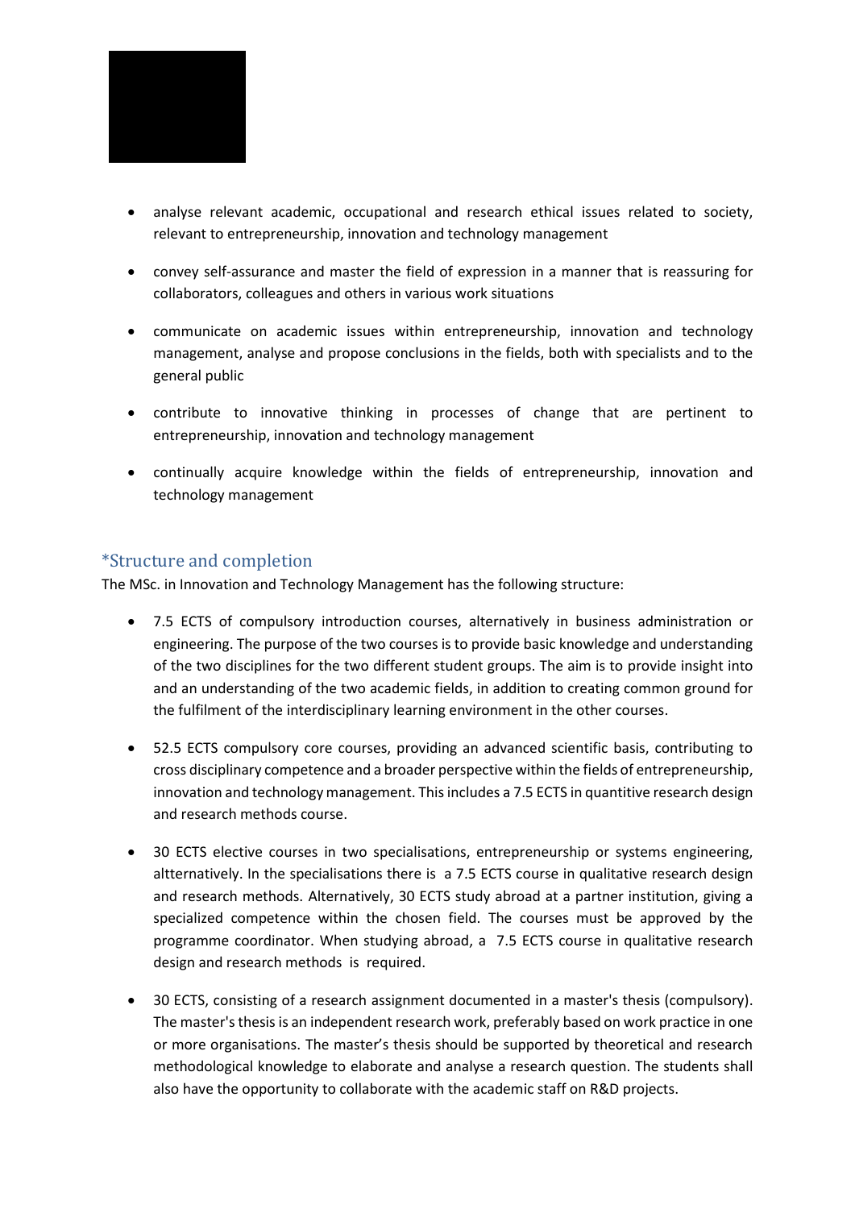- analyse relevant academic, occupational and research ethical issues related to society, relevant to entrepreneurship, innovation and technology management
- convey self-assurance and master the field of expression in a manner that is reassuring for collaborators, colleagues and others in various work situations
- communicate on academic issues within entrepreneurship, innovation and technology management, analyse and propose conclusions in the fields, both with specialists and to the general public
- contribute to innovative thinking in processes of change that are pertinent to entrepreneurship, innovation and technology management
- continually acquire knowledge within the fields of entrepreneurship, innovation and technology management

## *Structure and completion

The MSc. in Innovation and Technology Management has the following structure:

- 7.5 ECTS of compulsory introduction courses, alternatively in business administration or engineering. The purpose of the two courses is to provide basic knowledge and understanding of the two disciplines for the two different student groups. The aim is to provide insight into and an understanding of the two academic fields, in addition to creating common ground for the fulfilment of the interdisciplinary learning environment in the other courses.
- 52.5 ECTS compulsory core courses, providing an advanced scientific basis, contributing to cross disciplinary competence and a broader perspective within the fields of entrepreneurship, innovation and technology management. This includes a 7.5 ECTS in quantitive research design and research methods course.
- 30 ECTS elective courses in two specialisations, entrepreneurship or systems engineering, allternatively. In the specialisations there is a 7.5 ECTS course in qualitative research design and research methods. Alternatively, 30 ECTS study abroad at a partner institution, giving a specialized competence within the chosen field. The courses must be approved by the programme coordinator. When studying abroad, a 7.5 ECTS course in qualitative research design and research methods is required.
- 30 ECTS, consisting of a research assignment documented in a master's thesis (compulsory). The master's thesis is an independent research work, preferably based on work practice in one or more organisations. The master's thesis should be supported by theoretical and research methodological knowledge to elaborate and analyse a research question. The students shall also have the opportunity to collaborate with the academic staff on R&D projects.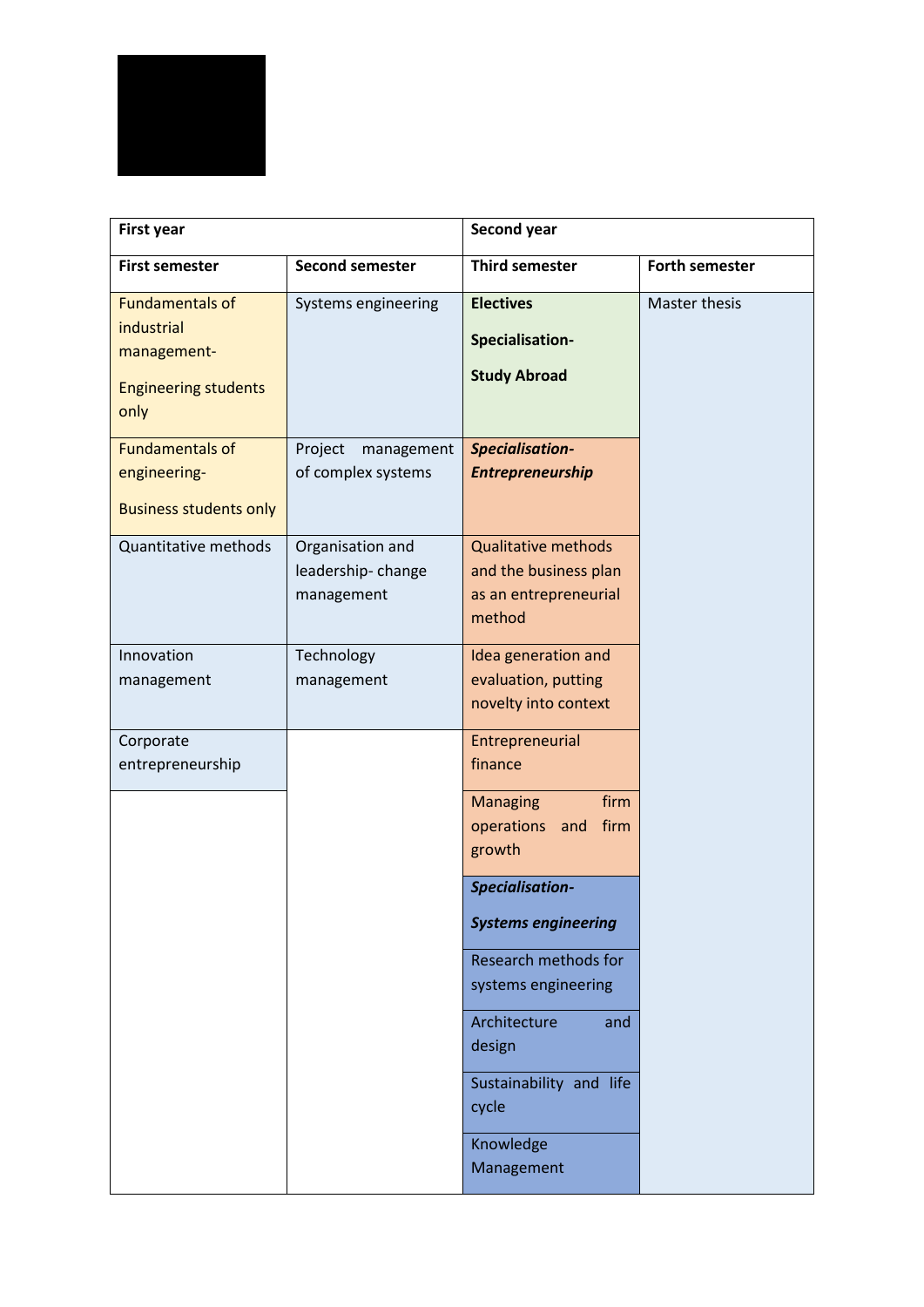| First year | | Second year | |
|---|---|---|---|
| **First semester** | **Second semester** | **Third semester** | **Forth semester** |
| Fundamentals of industrial management- Engineering students only | Systems engineering | **Electives** **Specialisation- Study Abroad** | Master thesis |
| Fundamentals of engineering- Business students only | Project management of complex systems | ***Specialisation- Entrepreneurship*** | |
| Quantitative methods | Organisation and leadership- change management | Qualitative methods and the business plan as an entrepreneurial method | |
| Innovation management | Technology management | Idea generation and evaluation, putting novelty into context | |
| Corporate entrepreneurship | | Entrepreneurial finance | |
| | | Managing firm operations and firm growth | |
| | | ***Specialisation- Systems engineering*** | |
| | | Research methods for systems engineering | |
| | | Architecture and design | |
| | | Sustainability and life cycle | |
| | | Knowledge Management | |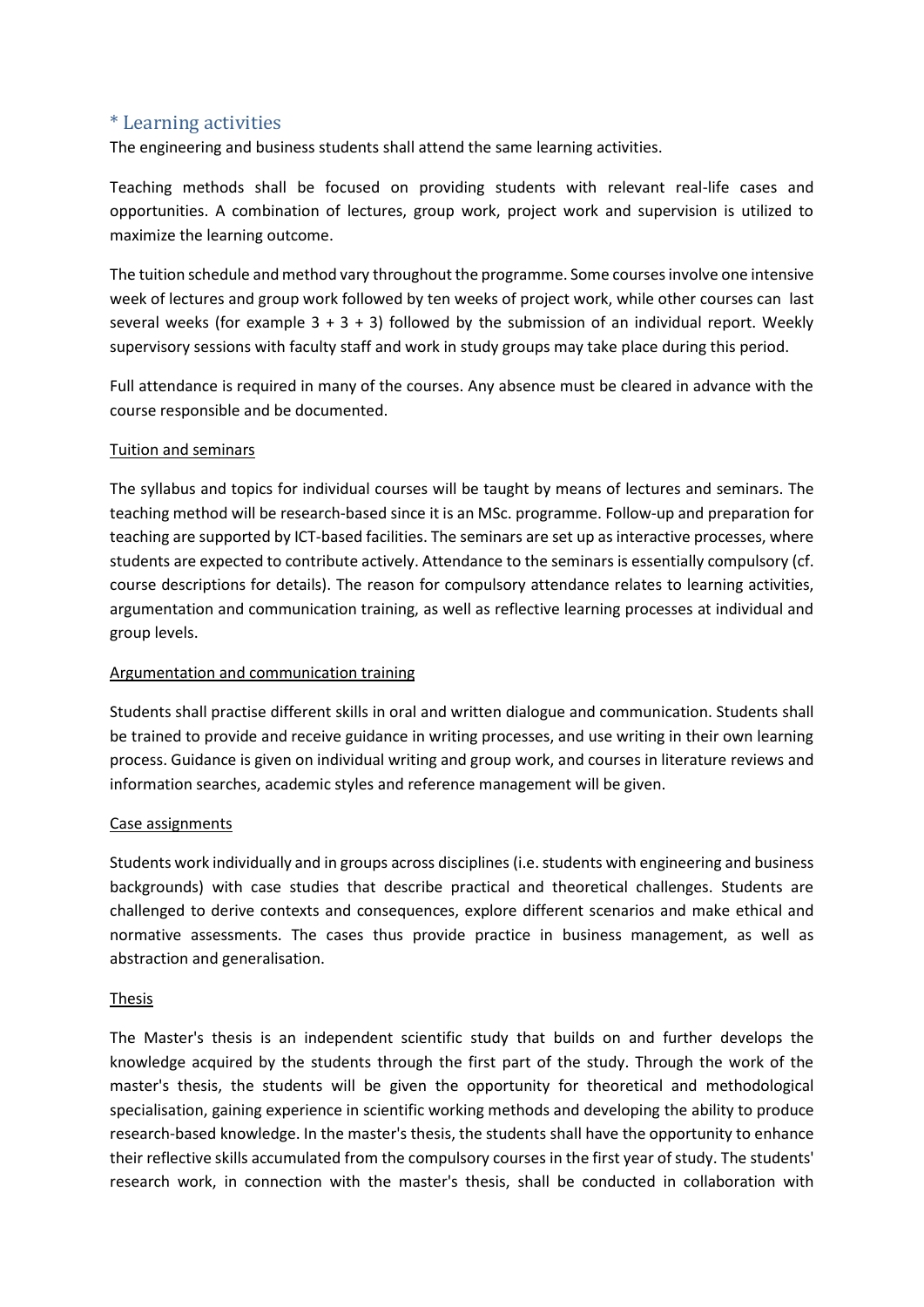## * Learning activities

The engineering and business students shall attend the same learning activities.

Teaching methods shall be focused on providing students with relevant real-life cases and opportunities. A combination of lectures, group work, project work and supervision is utilized to maximize the learning outcome.

The tuition schedule and method vary throughout the programme. Some courses involve one intensive week of lectures and group work followed by ten weeks of project work, while other courses can last several weeks (for example 3 + 3 + 3) followed by the submission of an individual report. Weekly supervisory sessions with faculty staff and work in study groups may take place during this period.

Full attendance is required in many of the courses. Any absence must be cleared in advance with the course responsible and be documented.

<u>Tuition and seminars</u>

The syllabus and topics for individual courses will be taught by means of lectures and seminars. The teaching method will be research-based since it is an MSc. programme. Follow-up and preparation for teaching are supported by ICT-based facilities. The seminars are set up as interactive processes, where students are expected to contribute actively. Attendance to the seminars is essentially compulsory (cf. course descriptions for details). The reason for compulsory attendance relates to learning activities, argumentation and communication training, as well as reflective learning processes at individual and group levels.

<u>Argumentation and communication training</u>

Students shall practise different skills in oral and written dialogue and communication. Students shall be trained to provide and receive guidance in writing processes, and use writing in their own learning process. Guidance is given on individual writing and group work, and courses in literature reviews and information searches, academic styles and reference management will be given.

<u>Case assignments</u>

Students work individually and in groups across disciplines (i.e. students with engineering and business backgrounds) with case studies that describe practical and theoretical challenges. Students are challenged to derive contexts and consequences, explore different scenarios and make ethical and normative assessments. The cases thus provide practice in business management, as well as abstraction and generalisation.

<u>Thesis</u>

The Master's thesis is an independent scientific study that builds on and further develops the knowledge acquired by the students through the first part of the study. Through the work of the master's thesis, the students will be given the opportunity for theoretical and methodological specialisation, gaining experience in scientific working methods and developing the ability to produce research-based knowledge. In the master's thesis, the students shall have the opportunity to enhance their reflective skills accumulated from the compulsory courses in the first year of study. The students' research work, in connection with the master's thesis, shall be conducted in collaboration with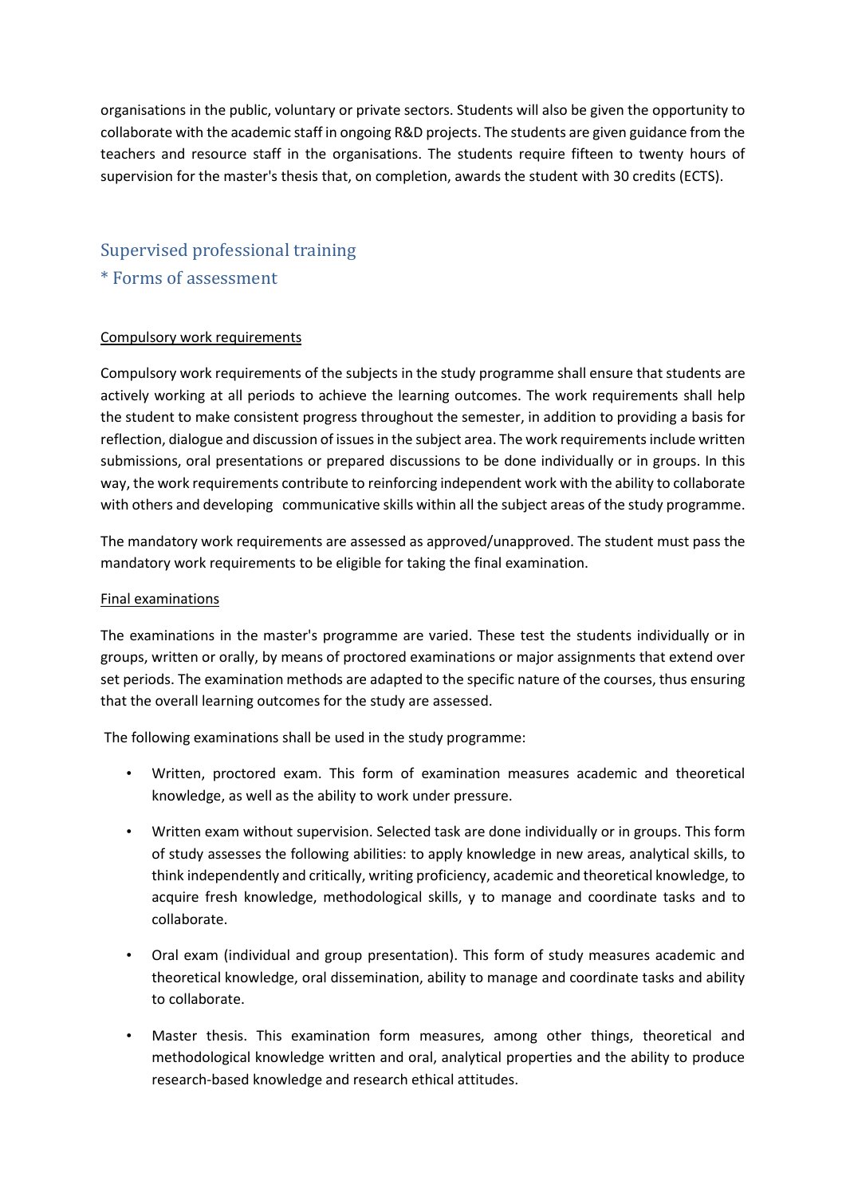organisations in the public, voluntary or private sectors. Students will also be given the opportunity to collaborate with the academic staff in ongoing R&D projects. The students are given guidance from the teachers and resource staff in the organisations. The students require fifteen to twenty hours of supervision for the master's thesis that, on completion, awards the student with 30 credits (ECTS).

## Supervised professional training

## * Forms of assessment

<u>Compulsory work requirements</u>

Compulsory work requirements of the subjects in the study programme shall ensure that students are actively working at all periods to achieve the learning outcomes. The work requirements shall help the student to make consistent progress throughout the semester, in addition to providing a basis for reflection, dialogue and discussion of issues in the subject area. The work requirements include written submissions, oral presentations or prepared discussions to be done individually or in groups. In this way, the work requirements contribute to reinforcing independent work with the ability to collaborate with others and developing communicative skills within all the subject areas of the study programme.

The mandatory work requirements are assessed as approved/unapproved. The student must pass the mandatory work requirements to be eligible for taking the final examination.

<u>Final examinations</u>

The examinations in the master's programme are varied. These test the students individually or in groups, written or orally, by means of proctored examinations or major assignments that extend over set periods. The examination methods are adapted to the specific nature of the courses, thus ensuring that the overall learning outcomes for the study are assessed.

The following examinations shall be used in the study programme:

- Written, proctored exam. This form of examination measures academic and theoretical knowledge, as well as the ability to work under pressure.
- Written exam without supervision. Selected task are done individually or in groups. This form of study assesses the following abilities: to apply knowledge in new areas, analytical skills, to think independently and critically, writing proficiency, academic and theoretical knowledge, to acquire fresh knowledge, methodological skills, y to manage and coordinate tasks and to collaborate.
- Oral exam (individual and group presentation). This form of study measures academic and theoretical knowledge, oral dissemination, ability to manage and coordinate tasks and ability to collaborate.
- Master thesis. This examination form measures, among other things, theoretical and methodological knowledge written and oral, analytical properties and the ability to produce research-based knowledge and research ethical attitudes.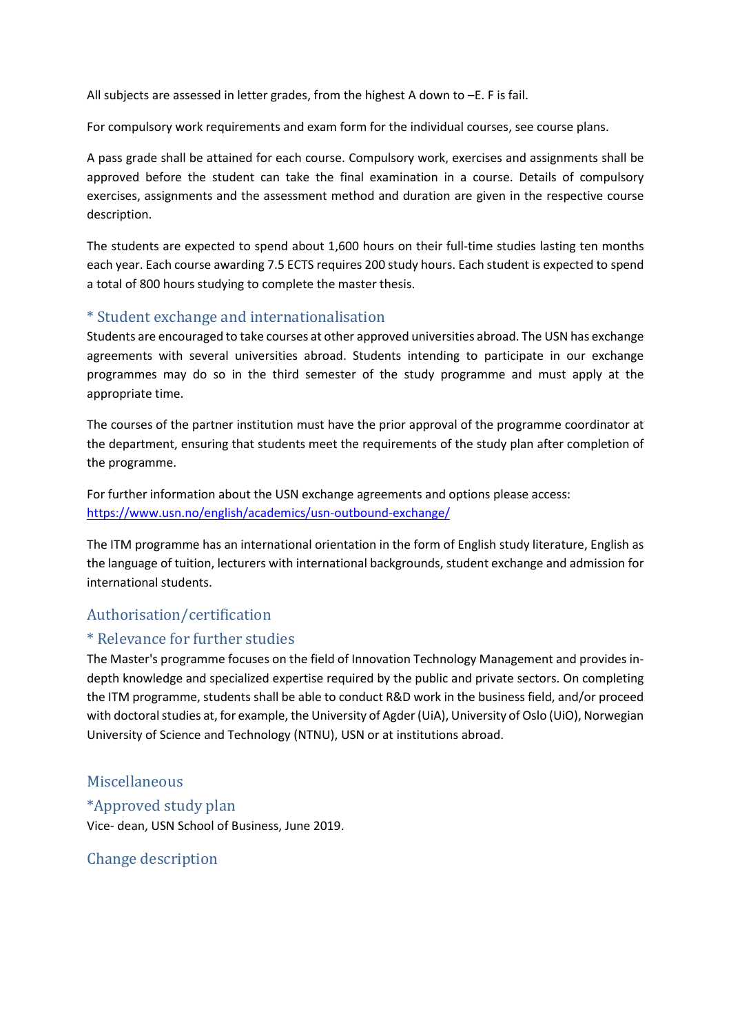All subjects are assessed in letter grades, from the highest A down to –E. F is fail.

For compulsory work requirements and exam form for the individual courses, see course plans.

A pass grade shall be attained for each course. Compulsory work, exercises and assignments shall be approved before the student can take the final examination in a course. Details of compulsory exercises, assignments and the assessment method and duration are given in the respective course description.

The students are expected to spend about 1,600 hours on their full-time studies lasting ten months each year. Each course awarding 7.5 ECTS requires 200 study hours. Each student is expected to spend a total of 800 hours studying to complete the master thesis.

## * Student exchange and internationalisation

Students are encouraged to take courses at other approved universities abroad. The USN has exchange agreements with several universities abroad. Students intending to participate in our exchange programmes may do so in the third semester of the study programme and must apply at the appropriate time.

The courses of the partner institution must have the prior approval of the programme coordinator at the department, ensuring that students meet the requirements of the study plan after completion of the programme.

For further information about the USN exchange agreements and options please access:
https://www.usn.no/english/academics/usn-outbound-exchange/

The ITM programme has an international orientation in the form of English study literature, English as the language of tuition, lecturers with international backgrounds, student exchange and admission for international students.

## Authorisation/certification

## * Relevance for further studies

The Master's programme focuses on the field of Innovation Technology Management and provides in-depth knowledge and specialized expertise required by the public and private sectors. On completing the ITM programme, students shall be able to conduct R&D work in the business field, and/or proceed with doctoral studies at, for example, the University of Agder (UiA), University of Oslo (UiO), Norwegian University of Science and Technology (NTNU), USN or at institutions abroad.

## Miscellaneous

## *Approved study plan

Vice- dean, USN School of Business, June 2019.

## Change description